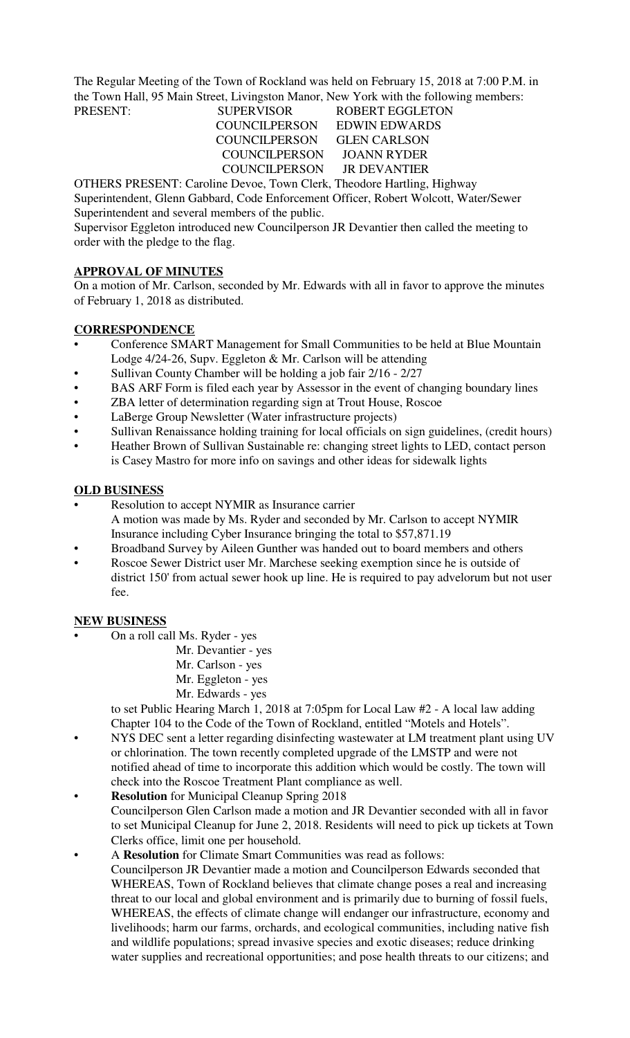The Regular Meeting of the Town of Rockland was held on February 15, 2018 at 7:00 P.M. in the Town Hall, 95 Main Street, Livingston Manor, New York with the following members:

PRESENT:
- SUPERVISOR ROBERT EGGLETON
- COUNCILPERSON EDWIN EDWARDS
- COUNCILPERSON GLEN CARLSON
- COUNCILPERSON JOANN RYDER
- COUNCILPERSON JR DEVANTIER

OTHERS PRESENT: Caroline Devoe, Town Clerk, Theodore Hartling, Highway Superintendent, Glenn Gabbard, Code Enforcement Officer, Robert Wolcott, Water/Sewer Superintendent and several members of the public.

Supervisor Eggleton introduced new Councilperson JR Devantier then called the meeting to order with the pledge to the flag.

## APPROVAL OF MINUTES

On a motion of Mr. Carlson, seconded by Mr. Edwards with all in favor to approve the minutes of February 1, 2018 as distributed.

## CORRESPONDENCE

- Conference SMART Management for Small Communities to be held at Blue Mountain Lodge 4/24-26, Supv. Eggleton & Mr. Carlson will be attending
- Sullivan County Chamber will be holding a job fair 2/16 - 2/27
- BAS ARF Form is filed each year by Assessor in the event of changing boundary lines
- ZBA letter of determination regarding sign at Trout House, Roscoe
- LaBerge Group Newsletter (Water infrastructure projects)
- Sullivan Renaissance holding training for local officials on sign guidelines, (credit hours)
- Heather Brown of Sullivan Sustainable re: changing street lights to LED, contact person is Casey Mastro for more info on savings and other ideas for sidewalk lights

## OLD BUSINESS

- Resolution to accept NYMIR as Insurance carrier
  A motion was made by Ms. Ryder and seconded by Mr. Carlson to accept NYMIR Insurance including Cyber Insurance bringing the total to $57,871.19
- Broadband Survey by Aileen Gunther was handed out to board members and others
- Roscoe Sewer District user Mr. Marchese seeking exemption since he is outside of district 150' from actual sewer hook up line. He is required to pay advelorum but not user fee.

## NEW BUSINESS

- On a roll call Ms. Ryder - yes
  Mr. Devantier - yes
  Mr. Carlson - yes
  Mr. Eggleton - yes
  Mr. Edwards - yes

  to set Public Hearing March 1, 2018 at 7:05pm for Local Law #2 - A local law adding Chapter 104 to the Code of the Town of Rockland, entitled "Motels and Hotels".
- NYS DEC sent a letter regarding disinfecting wastewater at LM treatment plant using UV or chlorination. The town recently completed upgrade of the LMSTP and were not notified ahead of time to incorporate this addition which would be costly. The town will check into the Roscoe Treatment Plant compliance as well.
- **Resolution** for Municipal Cleanup Spring 2018
  Councilperson Glen Carlson made a motion and JR Devantier seconded with all in favor to set Municipal Cleanup for June 2, 2018. Residents will need to pick up tickets at Town Clerks office, limit one per household.
- A **Resolution** for Climate Smart Communities was read as follows:
  Councilperson JR Devantier made a motion and Councilperson Edwards seconded that WHEREAS, Town of Rockland believes that climate change poses a real and increasing threat to our local and global environment and is primarily due to burning of fossil fuels, WHEREAS, the effects of climate change will endanger our infrastructure, economy and livelihoods; harm our farms, orchards, and ecological communities, including native fish and wildlife populations; spread invasive species and exotic diseases; reduce drinking water supplies and recreational opportunities; and pose health threats to our citizens; and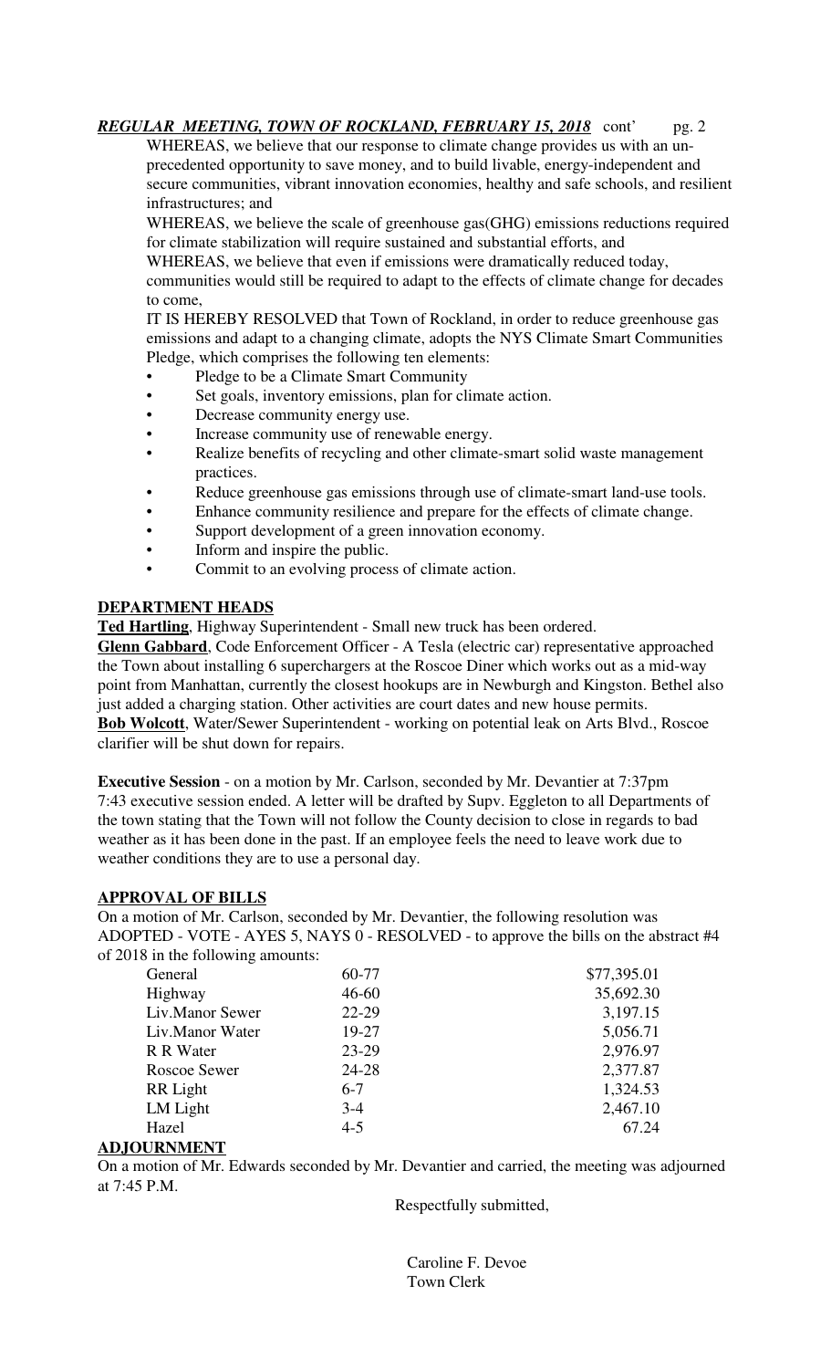WHEREAS, we believe that our response to climate change provides us with an unprecedented opportunity to save money, and to build livable, energy-independent and secure communities, vibrant innovation economies, healthy and safe schools, and resilient infrastructures; and

WHEREAS, we believe the scale of greenhouse gas(GHG) emissions reductions required for climate stabilization will require sustained and substantial efforts, and

WHEREAS, we believe that even if emissions were dramatically reduced today, communities would still be required to adapt to the effects of climate change for decades to come,

IT IS HEREBY RESOLVED that Town of Rockland, in order to reduce greenhouse gas emissions and adapt to a changing climate, adopts the NYS Climate Smart Communities Pledge, which comprises the following ten elements:

- Pledge to be a Climate Smart Community
- Set goals, inventory emissions, plan for climate action.
- Decrease community energy use.
- Increase community use of renewable energy.
- Realize benefits of recycling and other climate-smart solid waste management practices.
- Reduce greenhouse gas emissions through use of climate-smart land-use tools.
- Enhance community resilience and prepare for the effects of climate change.
- Support development of a green innovation economy.
- Inform and inspire the public.
- Commit to an evolving process of climate action.

## DEPARTMENT HEADS

**Ted Hartling**, Highway Superintendent - Small new truck has been ordered.

**Glenn Gabbard**, Code Enforcement Officer - A Tesla (electric car) representative approached the Town about installing 6 superchargers at the Roscoe Diner which works out as a mid-way point from Manhattan, currently the closest hookups are in Newburgh and Kingston. Bethel also just added a charging station. Other activities are court dates and new house permits.

**Bob Wolcott**, Water/Sewer Superintendent - working on potential leak on Arts Blvd., Roscoe clarifier will be shut down for repairs.

**Executive Session** - on a motion by Mr. Carlson, seconded by Mr. Devantier at 7:37pm 7:43 executive session ended. A letter will be drafted by Supv. Eggleton to all Departments of the town stating that the Town will not follow the County decision to close in regards to bad weather as it has been done in the past. If an employee feels the need to leave work due to weather conditions they are to use a personal day.

## APPROVAL OF BILLS

On a motion of Mr. Carlson, seconded by Mr. Devantier, the following resolution was ADOPTED - VOTE - AYES 5, NAYS 0 - RESOLVED - to approve the bills on the abstract #4 of 2018 in the following amounts:

| | | |
|---|---|---|
| General | 60-77 | $77,395.01 |
| Highway | 46-60 | 35,692.30 |
| Liv.Manor Sewer | 22-29 | 3,197.15 |
| Liv.Manor Water | 19-27 | 5,056.71 |
| R R Water | 23-29 | 2,976.97 |
| Roscoe Sewer | 24-28 | 2,377.87 |
| RR Light | 6-7 | 1,324.53 |
| LM Light | 3-4 | 2,467.10 |
| Hazel | 4-5 | 67.24 |

## ADJOURNMENT

On a motion of Mr. Edwards seconded by Mr. Devantier and carried, the meeting was adjourned at 7:45 P.M.

Respectfully submitted,

Caroline F. Devoe
Town Clerk